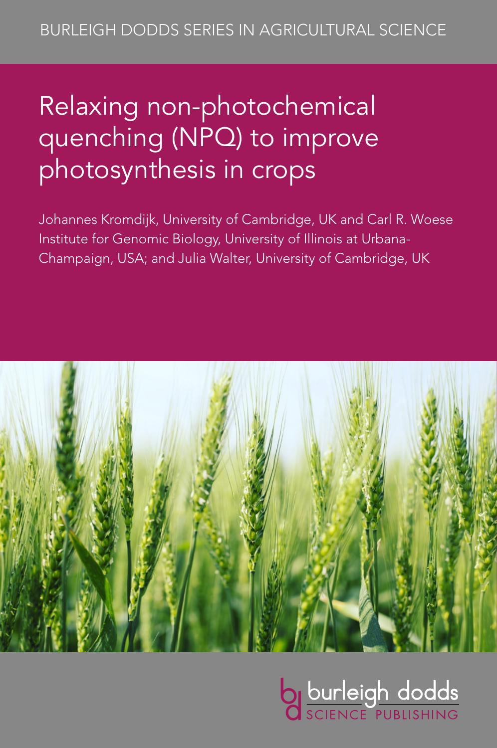BURLEIGH DODDS SERIES IN AGRICULTURAL SCIENCE

# Relaxing non-photochemical quenching (NPQ) to improve photosynthesis in crops

Johannes Kromdijk, University of Cambridge, UK and Carl R. Woese Institute for Genomic Biology, University of Illinois at Urbana-Champaign, USA; and Julia Walter, University of Cambridge, UK

burleigh dodds SCIENCE PUBLISHING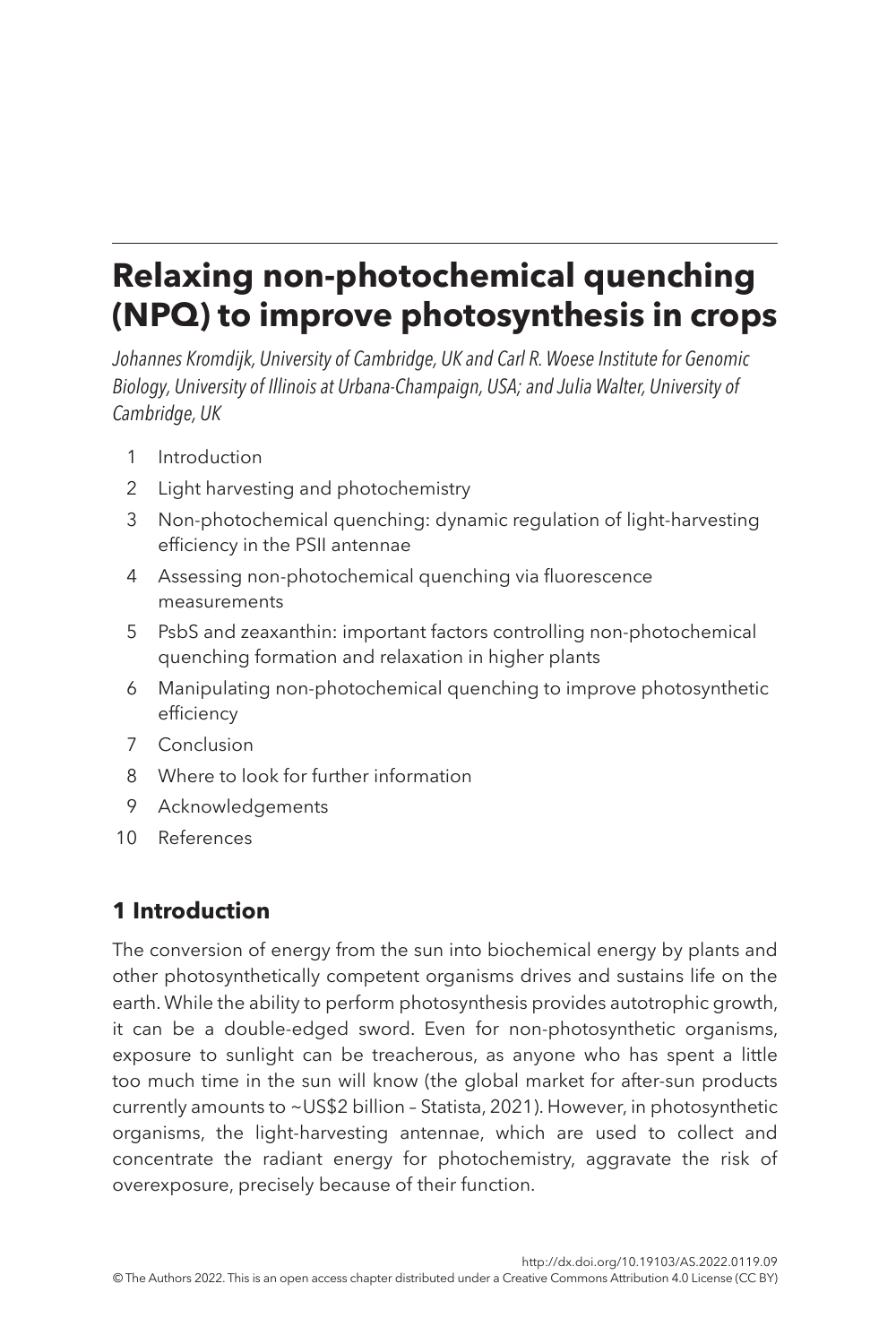# Relaxing non-photochemical quenching (NPQ) to improve photosynthesis in crops

*Johannes Kromdijk, University of Cambridge, UK and Carl R. Woese Institute for Genomic Biology, University of Illinois at Urbana-Champaign, USA; and Julia Walter, University of Cambridge, UK*

1. Introduction
2. Light harvesting and photochemistry
3. Non-photochemical quenching: dynamic regulation of light-harvesting efficiency in the PSII antennae
4. Assessing non-photochemical quenching via fluorescence measurements
5. PsbS and zeaxanthin: important factors controlling non-photochemical quenching formation and relaxation in higher plants
6. Manipulating non-photochemical quenching to improve photosynthetic efficiency
7. Conclusion
8. Where to look for further information
9. Acknowledgements
10. References

## 1 Introduction

The conversion of energy from the sun into biochemical energy by plants and other photosynthetically competent organisms drives and sustains life on the earth. While the ability to perform photosynthesis provides autotrophic growth, it can be a double-edged sword. Even for non-photosynthetic organisms, exposure to sunlight can be treacherous, as anyone who has spent a little too much time in the sun will know (the global market for after-sun products currently amounts to ~US$2 billion – Statista, 2021). However, in photosynthetic organisms, the light-harvesting antennae, which are used to collect and concentrate the radiant energy for photochemistry, aggravate the risk of overexposure, precisely because of their function.

http://dx.doi.org/10.19103/AS.2022.0119.09

© The Authors 2022. This is an open access chapter distributed under a Creative Commons Attribution 4.0 License (CC BY)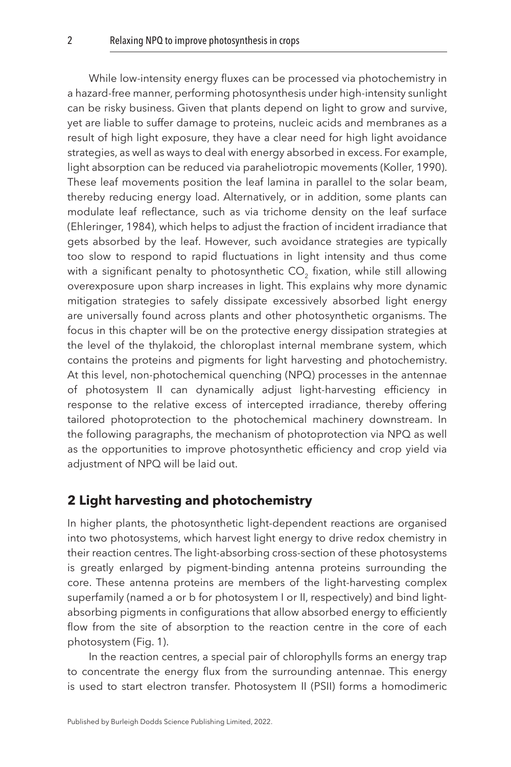While low-intensity energy fluxes can be processed via photochemistry in a hazard-free manner, performing photosynthesis under high-intensity sunlight can be risky business. Given that plants depend on light to grow and survive, yet are liable to suffer damage to proteins, nucleic acids and membranes as a result of high light exposure, they have a clear need for high light avoidance strategies, as well as ways to deal with energy absorbed in excess. For example, light absorption can be reduced via paraheliotropic movements (Koller, 1990). These leaf movements position the leaf lamina in parallel to the solar beam, thereby reducing energy load. Alternatively, or in addition, some plants can modulate leaf reflectance, such as via trichome density on the leaf surface (Ehleringer, 1984), which helps to adjust the fraction of incident irradiance that gets absorbed by the leaf. However, such avoidance strategies are typically too slow to respond to rapid fluctuations in light intensity and thus come with a significant penalty to photosynthetic $CO_2$ fixation, while still allowing overexposure upon sharp increases in light. This explains why more dynamic mitigation strategies to safely dissipate excessively absorbed light energy are universally found across plants and other photosynthetic organisms. The focus in this chapter will be on the protective energy dissipation strategies at the level of the thylakoid, the chloroplast internal membrane system, which contains the proteins and pigments for light harvesting and photochemistry. At this level, non-photochemical quenching (NPQ) processes in the antennae of photosystem II can dynamically adjust light-harvesting efficiency in response to the relative excess of intercepted irradiance, thereby offering tailored photoprotection to the photochemical machinery downstream. In the following paragraphs, the mechanism of photoprotection via NPQ as well as the opportunities to improve photosynthetic efficiency and crop yield via adjustment of NPQ will be laid out.

## 2 Light harvesting and photochemistry

In higher plants, the photosynthetic light-dependent reactions are organised into two photosystems, which harvest light energy to drive redox chemistry in their reaction centres. The light-absorbing cross-section of these photosystems is greatly enlarged by pigment-binding antenna proteins surrounding the core. These antenna proteins are members of the light-harvesting complex superfamily (named a or b for photosystem I or II, respectively) and bind light-absorbing pigments in configurations that allow absorbed energy to efficiently flow from the site of absorption to the reaction centre in the core of each photosystem (Fig. 1).

In the reaction centres, a special pair of chlorophylls forms an energy trap to concentrate the energy flux from the surrounding antennae. This energy is used to start electron transfer. Photosystem II (PSII) forms a homodimeric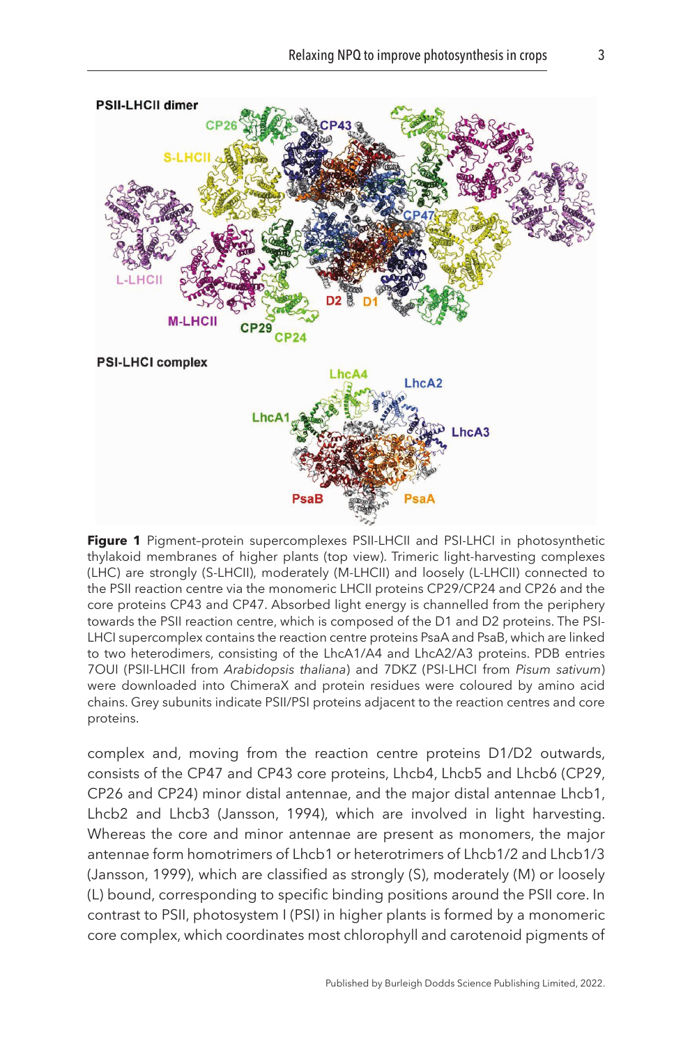**Figure 1** Pigment–protein supercomplexes PSII-LHCII and PSI-LHCI in photosynthetic thylakoid membranes of higher plants (top view). Trimeric light-harvesting complexes (LHC) are strongly (S-LHCII), moderately (M-LHCII) and loosely (L-LHCII) connected to the PSII reaction centre via the monomeric LHCII proteins CP29/CP24 and CP26 and the core proteins CP43 and CP47. Absorbed light energy is channelled from the periphery towards the PSII reaction centre, which is composed of the D1 and D2 proteins. The PSI-LHCI supercomplex contains the reaction centre proteins PsaA and PsaB, which are linked to two heterodimers, consisting of the LhcA1/A4 and LhcA2/A3 proteins. PDB entries 7OUI (PSII-LHCII from *Arabidopsis thaliana*) and 7DKZ (PSI-LHCI from *Pisum sativum*) were downloaded into ChimeraX and protein residues were coloured by amino acid chains. Grey subunits indicate PSII/PSI proteins adjacent to the reaction centres and core proteins.

complex and, moving from the reaction centre proteins D1/D2 outwards, consists of the CP47 and CP43 core proteins, Lhcb4, Lhcb5 and Lhcb6 (CP29, CP26 and CP24) minor distal antennae, and the major distal antennae Lhcb1, Lhcb2 and Lhcb3 (Jansson, 1994), which are involved in light harvesting. Whereas the core and minor antennae are present as monomers, the major antennae form homotrimers of Lhcb1 or heterotrimers of Lhcb1/2 and Lhcb1/3 (Jansson, 1999), which are classified as strongly (S), moderately (M) or loosely (L) bound, corresponding to specific binding positions around the PSII core. In contrast to PSII, photosystem I (PSI) in higher plants is formed by a monomeric core complex, which coordinates most chlorophyll and carotenoid pigments of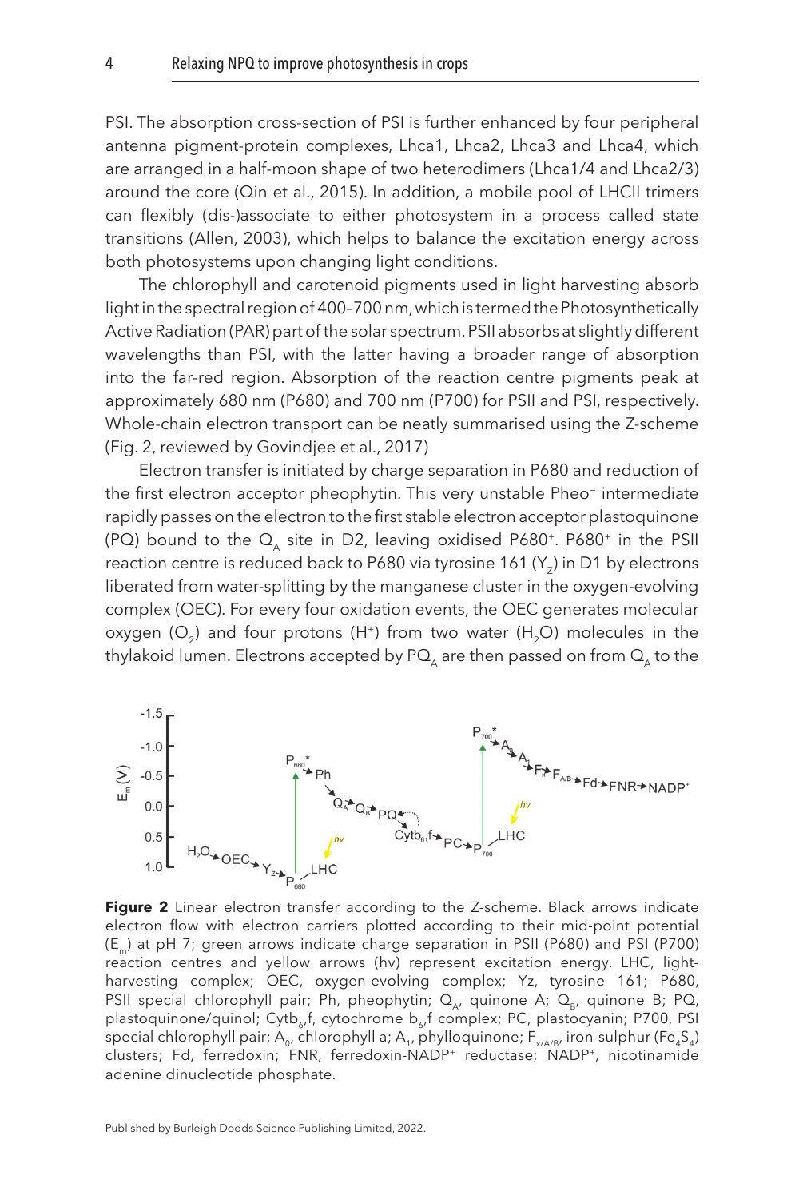PSI. The absorption cross-section of PSI is further enhanced by four peripheral antenna pigment-protein complexes, Lhca1, Lhca2, Lhca3 and Lhca4, which are arranged in a half-moon shape of two heterodimers (Lhca1/4 and Lhca2/3) around the core (Qin et al., 2015). In addition, a mobile pool of LHCII trimers can flexibly (dis-)associate to either photosystem in a process called state transitions (Allen, 2003), which helps to balance the excitation energy across both photosystems upon changing light conditions.

The chlorophyll and carotenoid pigments used in light harvesting absorb light in the spectral region of 400–700 nm, which is termed the Photosynthetically Active Radiation (PAR) part of the solar spectrum. PSII absorbs at slightly different wavelengths than PSI, with the latter having a broader range of absorption into the far-red region. Absorption of the reaction centre pigments peak at approximately 680 nm (P680) and 700 nm (P700) for PSII and PSI, respectively. Whole-chain electron transport can be neatly summarised using the Z-scheme (Fig. 2, reviewed by Govindjee et al., 2017)

Electron transfer is initiated by charge separation in P680 and reduction of the first electron acceptor pheophytin. This very unstable $Pheo^-$ intermediate rapidly passes on the electron to the first stable electron acceptor plastoquinone (PQ) bound to the $Q_A$ site in D2, leaving oxidised $P680^+$. $P680^+$ in the PSII reaction centre is reduced back to P680 via tyrosine 161 ($Y_Z$) in D1 by electrons liberated from water-splitting by the manganese cluster in the oxygen-evolving complex (OEC). For every four oxidation events, the OEC generates molecular oxygen ($O_2$) and four protons ($H^+$) from two water ($H_2O$) molecules in the thylakoid lumen. Electrons accepted by $PQ_A$ are then passed on from $Q_A$ to the

**Figure 2** Linear electron transfer according to the Z-scheme. Black arrows indicate electron flow with electron carriers plotted according to their mid-point potential ($E_m$) at pH 7; green arrows indicate charge separation in PSII (P680) and PSI (P700) reaction centres and yellow arrows (hv) represent excitation energy. LHC, light-harvesting complex; OEC, oxygen-evolving complex; Yz, tyrosine 161; P680, PSII special chlorophyll pair; Ph, pheophytin; $Q_A$, quinone A; $Q_B$, quinone B; PQ, plastoquinone/quinol; Cytb$_6$,f, cytochrome b$_6$,f complex; PC, plastocyanin; P700, PSI special chlorophyll pair; $A_0$, chlorophyll a; $A_1$, phylloquinone; $F_{x/A/B}$, iron-sulphur ($Fe_4S_4$) clusters; Fd, ferredoxin; FNR, ferredoxin-NADP$^+$ reductase; NADP$^+$, nicotinamide adenine dinucleotide phosphate.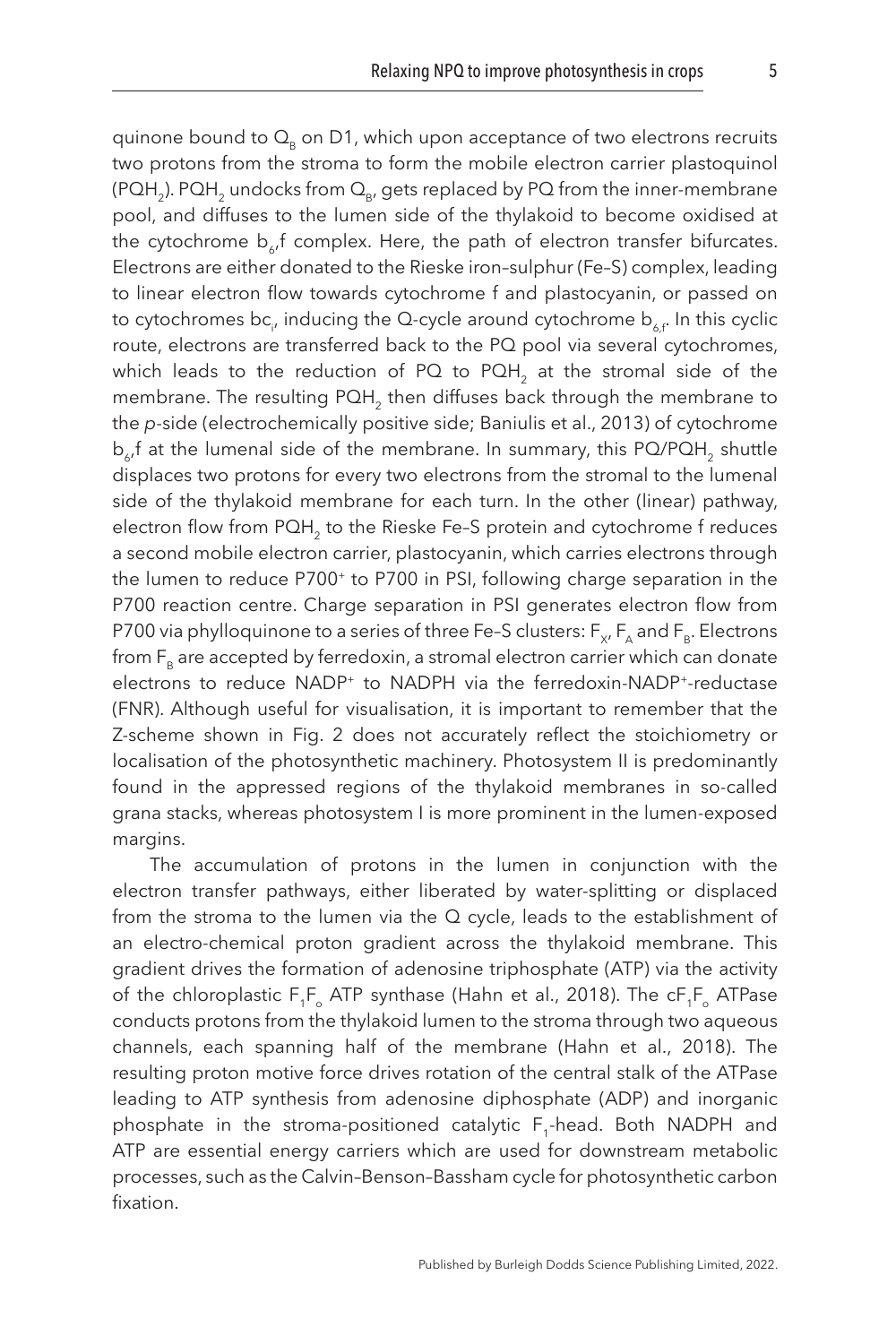quinone bound to $Q_B$ on D1, which upon acceptance of two electrons recruits two protons from the stroma to form the mobile electron carrier plastoquinol ($PQH_2$). $PQH_2$ undocks from $Q_B$, gets replaced by PQ from the inner-membrane pool, and diffuses to the lumen side of the thylakoid to become oxidised at the cytochrome $b_6$f complex. Here, the path of electron transfer bifurcates. Electrons are either donated to the Rieske iron–sulphur (Fe–S) complex, leading to linear electron flow towards cytochrome f and plastocyanin, or passed on to cytochromes $bc_i$, inducing the Q-cycle around cytochrome $b_{6,f}$. In this cyclic route, electrons are transferred back to the PQ pool via several cytochromes, which leads to the reduction of PQ to $PQH_2$ at the stromal side of the membrane. The resulting $PQH_2$ then diffuses back through the membrane to the *p*-side (electrochemically positive side; Baniulis et al., 2013) of cytochrome $b_6$f at the lumenal side of the membrane. In summary, this PQ/$PQH_2$ shuttle displaces two protons for every two electrons from the stromal to the lumenal side of the thylakoid membrane for each turn. In the other (linear) pathway, electron flow from $PQH_2$ to the Rieske Fe–S protein and cytochrome f reduces a second mobile electron carrier, plastocyanin, which carries electrons through the lumen to reduce $P700^+$ to P700 in PSI, following charge separation in the P700 reaction centre. Charge separation in PSI generates electron flow from P700 via phylloquinone to a series of three Fe–S clusters: $F_X$, $F_A$ and $F_B$. Electrons from $F_B$ are accepted by ferredoxin, a stromal electron carrier which can donate electrons to reduce $NADP^+$ to NADPH via the ferredoxin-$NADP^+$-reductase (FNR). Although useful for visualisation, it is important to remember that the Z-scheme shown in Fig. 2 does not accurately reflect the stoichiometry or localisation of the photosynthetic machinery. Photosystem II is predominantly found in the appressed regions of the thylakoid membranes in so-called grana stacks, whereas photosystem I is more prominent in the lumen-exposed margins.

The accumulation of protons in the lumen in conjunction with the electron transfer pathways, either liberated by water-splitting or displaced from the stroma to the lumen via the Q cycle, leads to the establishment of an electro-chemical proton gradient across the thylakoid membrane. This gradient drives the formation of adenosine triphosphate (ATP) via the activity of the chloroplastic $F_1F_o$ ATP synthase (Hahn et al., 2018). The $cF_1F_o$ ATPase conducts protons from the thylakoid lumen to the stroma through two aqueous channels, each spanning half of the membrane (Hahn et al., 2018). The resulting proton motive force drives rotation of the central stalk of the ATPase leading to ATP synthesis from adenosine diphosphate (ADP) and inorganic phosphate in the stroma-positioned catalytic $F_1$-head. Both NADPH and ATP are essential energy carriers which are used for downstream metabolic processes, such as the Calvin–Benson–Bassham cycle for photosynthetic carbon fixation.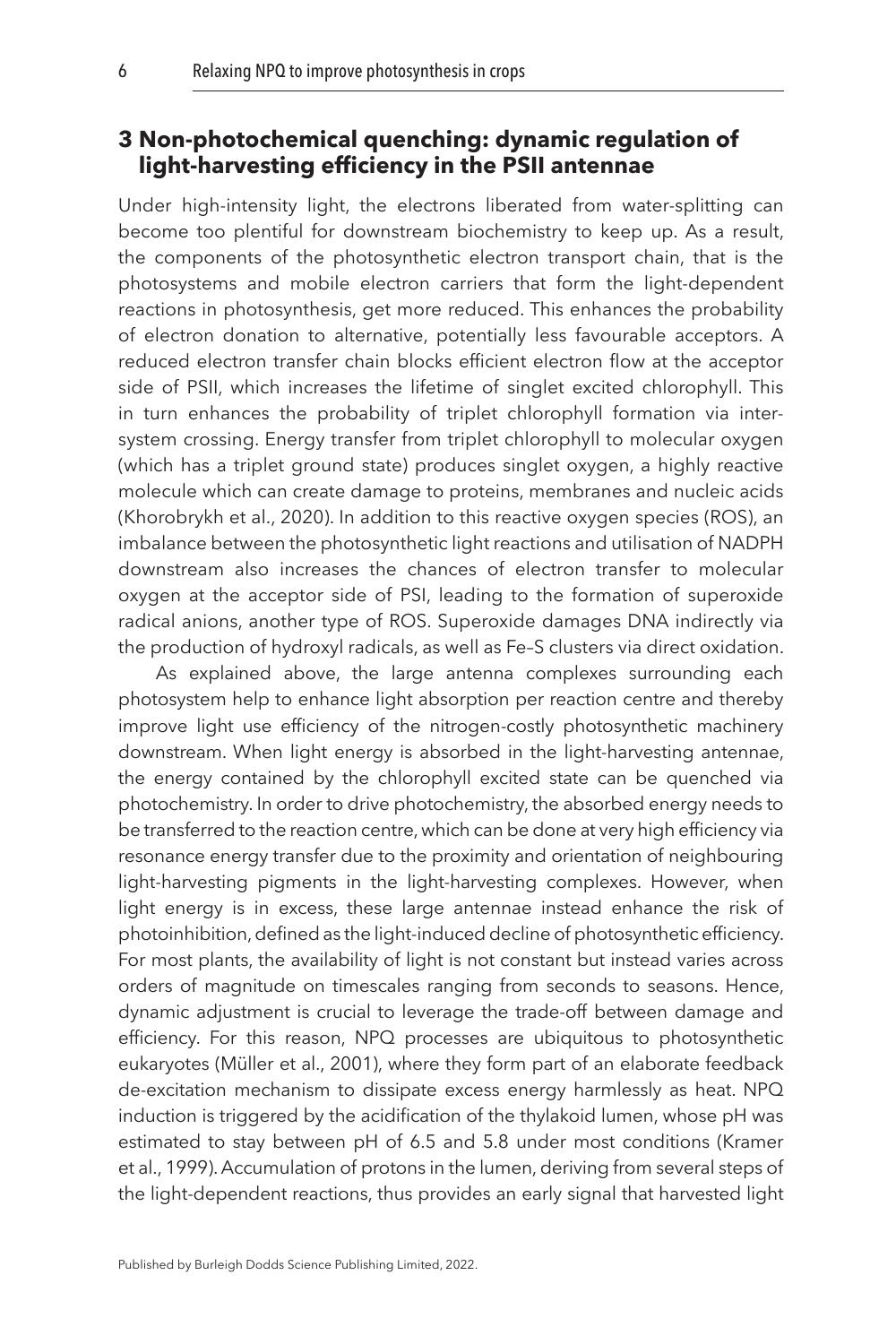## 3 Non-photochemical quenching: dynamic regulation of light-harvesting efficiency in the PSII antennae

Under high-intensity light, the electrons liberated from water-splitting can become too plentiful for downstream biochemistry to keep up. As a result, the components of the photosynthetic electron transport chain, that is the photosystems and mobile electron carriers that form the light-dependent reactions in photosynthesis, get more reduced. This enhances the probability of electron donation to alternative, potentially less favourable acceptors. A reduced electron transfer chain blocks efficient electron flow at the acceptor side of PSII, which increases the lifetime of singlet excited chlorophyll. This in turn enhances the probability of triplet chlorophyll formation via intersystem crossing. Energy transfer from triplet chlorophyll to molecular oxygen (which has a triplet ground state) produces singlet oxygen, a highly reactive molecule which can create damage to proteins, membranes and nucleic acids (Khorobrykh et al., 2020). In addition to this reactive oxygen species (ROS), an imbalance between the photosynthetic light reactions and utilisation of NADPH downstream also increases the chances of electron transfer to molecular oxygen at the acceptor side of PSI, leading to the formation of superoxide radical anions, another type of ROS. Superoxide damages DNA indirectly via the production of hydroxyl radicals, as well as Fe–S clusters via direct oxidation.

As explained above, the large antenna complexes surrounding each photosystem help to enhance light absorption per reaction centre and thereby improve light use efficiency of the nitrogen-costly photosynthetic machinery downstream. When light energy is absorbed in the light-harvesting antennae, the energy contained by the chlorophyll excited state can be quenched via photochemistry. In order to drive photochemistry, the absorbed energy needs to be transferred to the reaction centre, which can be done at very high efficiency via resonance energy transfer due to the proximity and orientation of neighbouring light-harvesting pigments in the light-harvesting complexes. However, when light energy is in excess, these large antennae instead enhance the risk of photoinhibition, defined as the light-induced decline of photosynthetic efficiency. For most plants, the availability of light is not constant but instead varies across orders of magnitude on timescales ranging from seconds to seasons. Hence, dynamic adjustment is crucial to leverage the trade-off between damage and efficiency. For this reason, NPQ processes are ubiquitous to photosynthetic eukaryotes (Müller et al., 2001), where they form part of an elaborate feedback de-excitation mechanism to dissipate excess energy harmlessly as heat. NPQ induction is triggered by the acidification of the thylakoid lumen, whose pH was estimated to stay between pH of 6.5 and 5.8 under most conditions (Kramer et al., 1999). Accumulation of protons in the lumen, deriving from several steps of the light-dependent reactions, thus provides an early signal that harvested light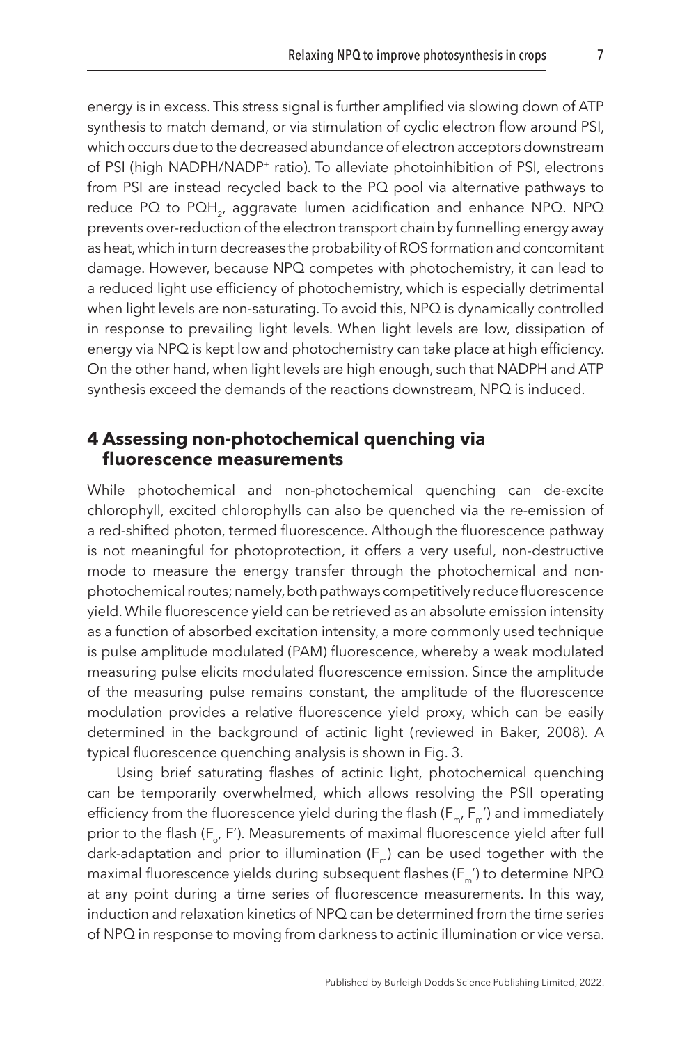energy is in excess. This stress signal is further amplified via slowing down of ATP synthesis to match demand, or via stimulation of cyclic electron flow around PSI, which occurs due to the decreased abundance of electron acceptors downstream of PSI (high NADPH/$NADP^+$ ratio). To alleviate photoinhibition of PSI, electrons from PSI are instead recycled back to the PQ pool via alternative pathways to reduce PQ to $PQH_2$, aggravate lumen acidification and enhance NPQ. NPQ prevents over-reduction of the electron transport chain by funnelling energy away as heat, which in turn decreases the probability of ROS formation and concomitant damage. However, because NPQ competes with photochemistry, it can lead to a reduced light use efficiency of photochemistry, which is especially detrimental when light levels are non-saturating. To avoid this, NPQ is dynamically controlled in response to prevailing light levels. When light levels are low, dissipation of energy via NPQ is kept low and photochemistry can take place at high efficiency. On the other hand, when light levels are high enough, such that NADPH and ATP synthesis exceed the demands of the reactions downstream, NPQ is induced.

## 4 Assessing non-photochemical quenching via fluorescence measurements

While photochemical and non-photochemical quenching can de-excite chlorophyll, excited chlorophylls can also be quenched via the re-emission of a red-shifted photon, termed fluorescence. Although the fluorescence pathway is not meaningful for photoprotection, it offers a very useful, non-destructive mode to measure the energy transfer through the photochemical and non-photochemical routes; namely, both pathways competitively reduce fluorescence yield. While fluorescence yield can be retrieved as an absolute emission intensity as a function of absorbed excitation intensity, a more commonly used technique is pulse amplitude modulated (PAM) fluorescence, whereby a weak modulated measuring pulse elicits modulated fluorescence emission. Since the amplitude of the measuring pulse remains constant, the amplitude of the fluorescence modulation provides a relative fluorescence yield proxy, which can be easily determined in the background of actinic light (reviewed in Baker, 2008). A typical fluorescence quenching analysis is shown in Fig. 3.

Using brief saturating flashes of actinic light, photochemical quenching can be temporarily overwhelmed, which allows resolving the PSII operating efficiency from the fluorescence yield during the flash ($F_m$, $F_m'$) and immediately prior to the flash ($F_o$, $F'$). Measurements of maximal fluorescence yield after full dark-adaptation and prior to illumination ($F_m$) can be used together with the maximal fluorescence yields during subsequent flashes ($F_m'$) to determine NPQ at any point during a time series of fluorescence measurements. In this way, induction and relaxation kinetics of NPQ can be determined from the time series of NPQ in response to moving from darkness to actinic illumination or vice versa.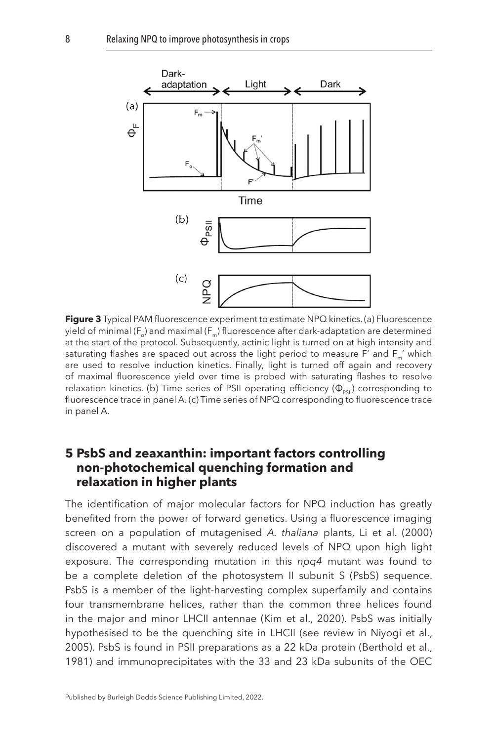**Figure 3** Typical PAM fluorescence experiment to estimate NPQ kinetics. (a) Fluorescence yield of minimal ($F_o$) and maximal ($F_m$) fluorescence after dark-adaptation are determined at the start of the protocol. Subsequently, actinic light is turned on at high intensity and saturating flashes are spaced out across the light period to measure F′ and $F_m$′ which are used to resolve induction kinetics. Finally, light is turned off again and recovery of maximal fluorescence yield over time is probed with saturating flashes to resolve relaxation kinetics. (b) Time series of PSII operating efficiency ($\Phi_{PSII}$) corresponding to fluorescence trace in panel A. (c) Time series of NPQ corresponding to fluorescence trace in panel A.

## 5 PsbS and zeaxanthin: important factors controlling non-photochemical quenching formation and relaxation in higher plants

The identification of major molecular factors for NPQ induction has greatly benefited from the power of forward genetics. Using a fluorescence imaging screen on a population of mutagenised *A. thaliana* plants, Li et al. (2000) discovered a mutant with severely reduced levels of NPQ upon high light exposure. The corresponding mutation in this *npq4* mutant was found to be a complete deletion of the photosystem II subunit S (PsbS) sequence. PsbS is a member of the light-harvesting complex superfamily and contains four transmembrane helices, rather than the common three helices found in the major and minor LHCII antennae (Kim et al., 2020). PsbS was initially hypothesised to be the quenching site in LHCII (see review in Niyogi et al., 2005). PsbS is found in PSII preparations as a 22 kDa protein (Berthold et al., 1981) and immunoprecipitates with the 33 and 23 kDa subunits of the OEC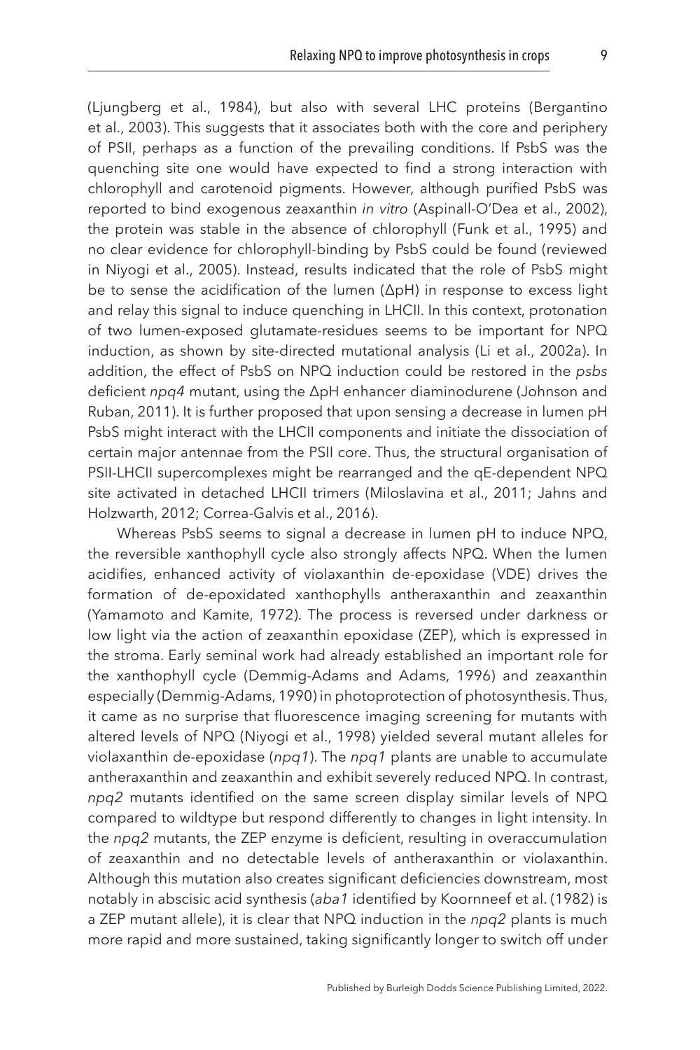(Ljungberg et al., 1984), but also with several LHC proteins (Bergantino et al., 2003). This suggests that it associates both with the core and periphery of PSII, perhaps as a function of the prevailing conditions. If PsbS was the quenching site one would have expected to find a strong interaction with chlorophyll and carotenoid pigments. However, although purified PsbS was reported to bind exogenous zeaxanthin *in vitro* (Aspinall-O'Dea et al., 2002), the protein was stable in the absence of chlorophyll (Funk et al., 1995) and no clear evidence for chlorophyll-binding by PsbS could be found (reviewed in Niyogi et al., 2005). Instead, results indicated that the role of PsbS might be to sense the acidification of the lumen (ΔpH) in response to excess light and relay this signal to induce quenching in LHCII. In this context, protonation of two lumen-exposed glutamate-residues seems to be important for NPQ induction, as shown by site-directed mutational analysis (Li et al., 2002a). In addition, the effect of PsbS on NPQ induction could be restored in the *psbs* deficient *npq4* mutant, using the ΔpH enhancer diaminodurene (Johnson and Ruban, 2011). It is further proposed that upon sensing a decrease in lumen pH PsbS might interact with the LHCII components and initiate the dissociation of certain major antennae from the PSII core. Thus, the structural organisation of PSII-LHCII supercomplexes might be rearranged and the qE-dependent NPQ site activated in detached LHCII trimers (Miloslavina et al., 2011; Jahns and Holzwarth, 2012; Correa-Galvis et al., 2016).

Whereas PsbS seems to signal a decrease in lumen pH to induce NPQ, the reversible xanthophyll cycle also strongly affects NPQ. When the lumen acidifies, enhanced activity of violaxanthin de-epoxidase (VDE) drives the formation of de-epoxidated xanthophylls antheraxanthin and zeaxanthin (Yamamoto and Kamite, 1972). The process is reversed under darkness or low light via the action of zeaxanthin epoxidase (ZEP), which is expressed in the stroma. Early seminal work had already established an important role for the xanthophyll cycle (Demmig-Adams and Adams, 1996) and zeaxanthin especially (Demmig-Adams, 1990) in photoprotection of photosynthesis. Thus, it came as no surprise that fluorescence imaging screening for mutants with altered levels of NPQ (Niyogi et al., 1998) yielded several mutant alleles for violaxanthin de-epoxidase (*npq1*). The *npq1* plants are unable to accumulate antheraxanthin and zeaxanthin and exhibit severely reduced NPQ. In contrast, *npq2* mutants identified on the same screen display similar levels of NPQ compared to wildtype but respond differently to changes in light intensity. In the *npq2* mutants, the ZEP enzyme is deficient, resulting in overaccumulation of zeaxanthin and no detectable levels of antheraxanthin or violaxanthin. Although this mutation also creates significant deficiencies downstream, most notably in abscisic acid synthesis (*aba1* identified by Koornneef et al. (1982) is a ZEP mutant allele), it is clear that NPQ induction in the *npq2* plants is much more rapid and more sustained, taking significantly longer to switch off under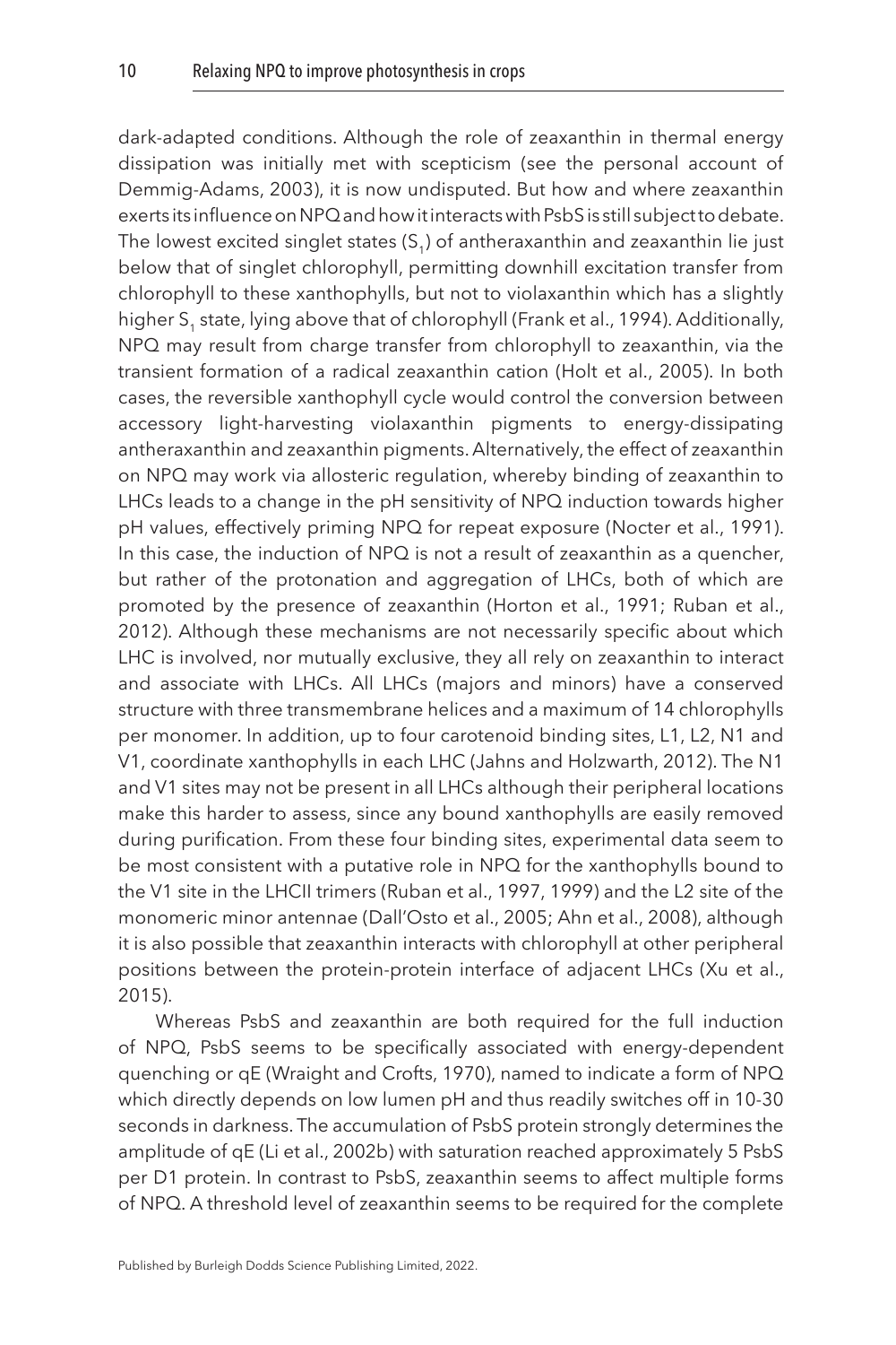dark-adapted conditions. Although the role of zeaxanthin in thermal energy dissipation was initially met with scepticism (see the personal account of Demmig-Adams, 2003), it is now undisputed. But how and where zeaxanthin exerts its influence on NPQ and how it interacts with PsbS is still subject to debate. The lowest excited singlet states ($S_1$) of antheraxanthin and zeaxanthin lie just below that of singlet chlorophyll, permitting downhill excitation transfer from chlorophyll to these xanthophylls, but not to violaxanthin which has a slightly higher $S_1$ state, lying above that of chlorophyll (Frank et al., 1994). Additionally, NPQ may result from charge transfer from chlorophyll to zeaxanthin, via the transient formation of a radical zeaxanthin cation (Holt et al., 2005). In both cases, the reversible xanthophyll cycle would control the conversion between accessory light-harvesting violaxanthin pigments to energy-dissipating antheraxanthin and zeaxanthin pigments. Alternatively, the effect of zeaxanthin on NPQ may work via allosteric regulation, whereby binding of zeaxanthin to LHCs leads to a change in the pH sensitivity of NPQ induction towards higher pH values, effectively priming NPQ for repeat exposure (Nocter et al., 1991). In this case, the induction of NPQ is not a result of zeaxanthin as a quencher, but rather of the protonation and aggregation of LHCs, both of which are promoted by the presence of zeaxanthin (Horton et al., 1991; Ruban et al., 2012). Although these mechanisms are not necessarily specific about which LHC is involved, nor mutually exclusive, they all rely on zeaxanthin to interact and associate with LHCs. All LHCs (majors and minors) have a conserved structure with three transmembrane helices and a maximum of 14 chlorophylls per monomer. In addition, up to four carotenoid binding sites, L1, L2, N1 and V1, coordinate xanthophylls in each LHC (Jahns and Holzwarth, 2012). The N1 and V1 sites may not be present in all LHCs although their peripheral locations make this harder to assess, since any bound xanthophylls are easily removed during purification. From these four binding sites, experimental data seem to be most consistent with a putative role in NPQ for the xanthophylls bound to the V1 site in the LHCII trimers (Ruban et al., 1997, 1999) and the L2 site of the monomeric minor antennae (Dall'Osto et al., 2005; Ahn et al., 2008), although it is also possible that zeaxanthin interacts with chlorophyll at other peripheral positions between the protein-protein interface of adjacent LHCs (Xu et al., 2015).

Whereas PsbS and zeaxanthin are both required for the full induction of NPQ, PsbS seems to be specifically associated with energy-dependent quenching or qE (Wraight and Crofts, 1970), named to indicate a form of NPQ which directly depends on low lumen pH and thus readily switches off in 10-30 seconds in darkness. The accumulation of PsbS protein strongly determines the amplitude of qE (Li et al., 2002b) with saturation reached approximately 5 PsbS per D1 protein. In contrast to PsbS, zeaxanthin seems to affect multiple forms of NPQ. A threshold level of zeaxanthin seems to be required for the complete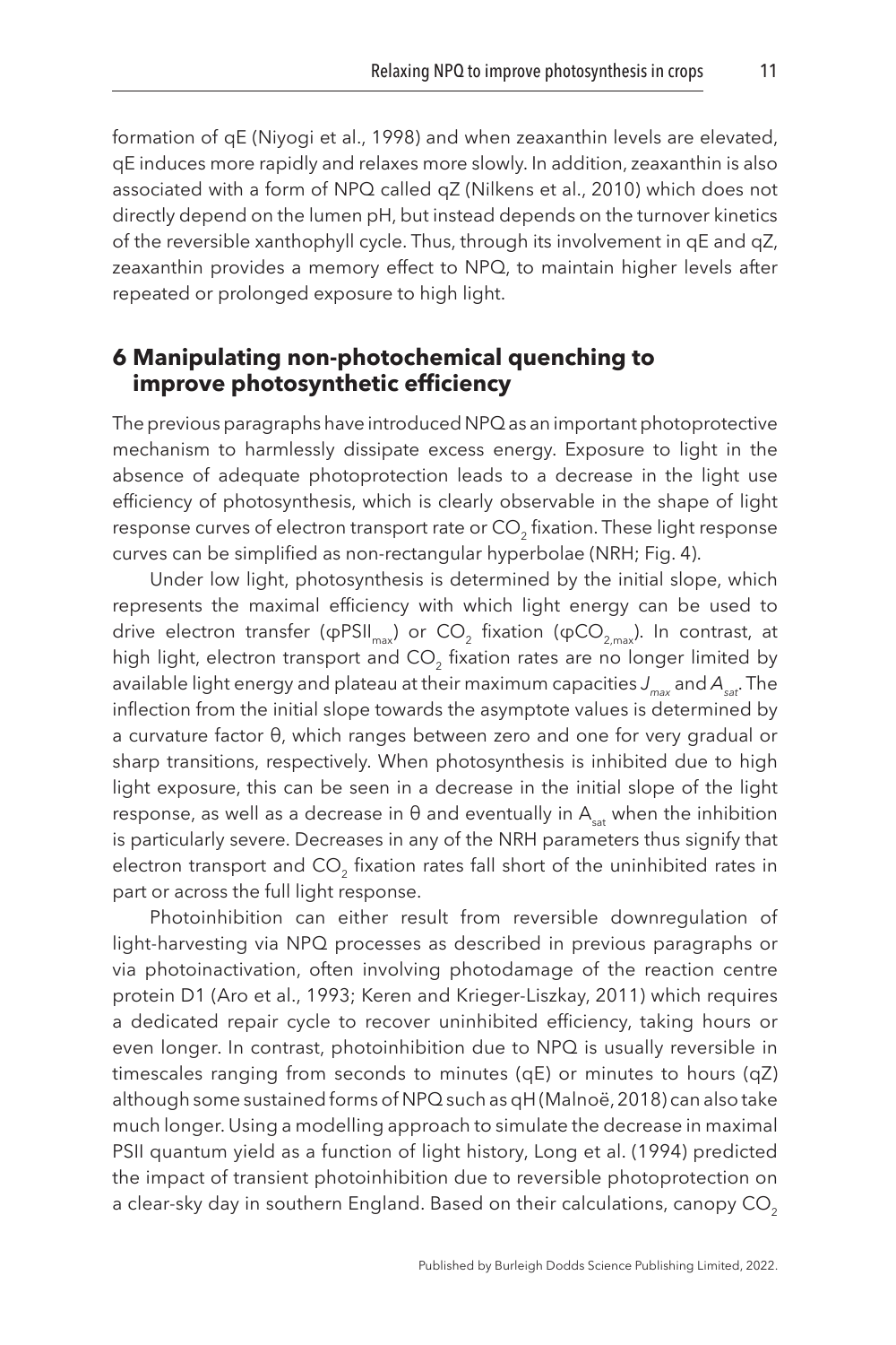formation of qE (Niyogi et al., 1998) and when zeaxanthin levels are elevated, qE induces more rapidly and relaxes more slowly. In addition, zeaxanthin is also associated with a form of NPQ called qZ (Nilkens et al., 2010) which does not directly depend on the lumen pH, but instead depends on the turnover kinetics of the reversible xanthophyll cycle. Thus, through its involvement in qE and qZ, zeaxanthin provides a memory effect to NPQ, to maintain higher levels after repeated or prolonged exposure to high light.

## 6 Manipulating non-photochemical quenching to improve photosynthetic efficiency

The previous paragraphs have introduced NPQ as an important photoprotective mechanism to harmlessly dissipate excess energy. Exposure to light in the absence of adequate photoprotection leads to a decrease in the light use efficiency of photosynthesis, which is clearly observable in the shape of light response curves of electron transport rate or $CO_2$ fixation. These light response curves can be simplified as non-rectangular hyperbolae (NRH; Fig. 4).

Under low light, photosynthesis is determined by the initial slope, which represents the maximal efficiency with which light energy can be used to drive electron transfer ($\varphi PSII_{max}$) or $CO_2$ fixation ($\varphi CO_{2,max}$). In contrast, at high light, electron transport and $CO_2$ fixation rates are no longer limited by available light energy and plateau at their maximum capacities $J_{max}$ and $A_{sat}$. The inflection from the initial slope towards the asymptote values is determined by a curvature factor θ, which ranges between zero and one for very gradual or sharp transitions, respectively. When photosynthesis is inhibited due to high light exposure, this can be seen in a decrease in the initial slope of the light response, as well as a decrease in θ and eventually in $A_{sat}$ when the inhibition is particularly severe. Decreases in any of the NRH parameters thus signify that electron transport and $CO_2$ fixation rates fall short of the uninhibited rates in part or across the full light response.

Photoinhibition can either result from reversible downregulation of light-harvesting via NPQ processes as described in previous paragraphs or via photoinactivation, often involving photodamage of the reaction centre protein D1 (Aro et al., 1993; Keren and Krieger-Liszkay, 2011) which requires a dedicated repair cycle to recover uninhibited efficiency, taking hours or even longer. In contrast, photoinhibition due to NPQ is usually reversible in timescales ranging from seconds to minutes (qE) or minutes to hours (qZ) although some sustained forms of NPQ such as qH (Malnoë, 2018) can also take much longer. Using a modelling approach to simulate the decrease in maximal PSII quantum yield as a function of light history, Long et al. (1994) predicted the impact of transient photoinhibition due to reversible photoprotection on a clear-sky day in southern England. Based on their calculations, canopy $CO_2$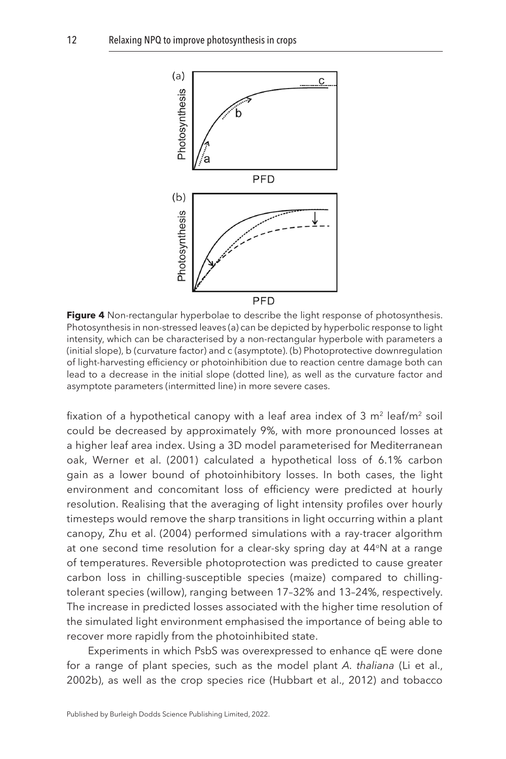**Figure 4** Non-rectangular hyperbolae to describe the light response of photosynthesis. Photosynthesis in non-stressed leaves (a) can be depicted by hyperbolic response to light intensity, which can be characterised by a non-rectangular hyperbole with parameters a (initial slope), b (curvature factor) and c (asymptote). (b) Photoprotective downregulation of light-harvesting efficiency or photoinhibition due to reaction centre damage both can lead to a decrease in the initial slope (dotted line), as well as the curvature factor and asymptote parameters (intermitted line) in more severe cases.

fixation of a hypothetical canopy with a leaf area index of 3 $m^2$ leaf/$m^2$ soil could be decreased by approximately 9%, with more pronounced losses at a higher leaf area index. Using a 3D model parameterised for Mediterranean oak, Werner et al. (2001) calculated a hypothetical loss of 6.1% carbon gain as a lower bound of photoinhibitory losses. In both cases, the light environment and concomitant loss of efficiency were predicted at hourly resolution. Realising that the averaging of light intensity profiles over hourly timesteps would remove the sharp transitions in light occurring within a plant canopy, Zhu et al. (2004) performed simulations with a ray-tracer algorithm at one second time resolution for a clear-sky spring day at 44°N at a range of temperatures. Reversible photoprotection was predicted to cause greater carbon loss in chilling-susceptible species (maize) compared to chilling-tolerant species (willow), ranging between 17–32% and 13–24%, respectively. The increase in predicted losses associated with the higher time resolution of the simulated light environment emphasised the importance of being able to recover more rapidly from the photoinhibited state.

Experiments in which PsbS was overexpressed to enhance qE were done for a range of plant species, such as the model plant *A. thaliana* (Li et al., 2002b), as well as the crop species rice (Hubbart et al., 2012) and tobacco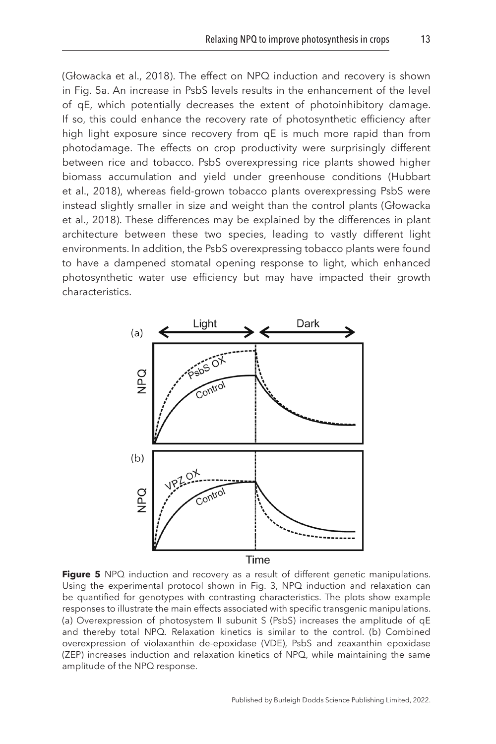(Głowacka et al., 2018). The effect on NPQ induction and recovery is shown in Fig. 5a. An increase in PsbS levels results in the enhancement of the level of qE, which potentially decreases the extent of photoinhibitory damage. If so, this could enhance the recovery rate of photosynthetic efficiency after high light exposure since recovery from qE is much more rapid than from photodamage. The effects on crop productivity were surprisingly different between rice and tobacco. PsbS overexpressing rice plants showed higher biomass accumulation and yield under greenhouse conditions (Hubbart et al., 2018), whereas field-grown tobacco plants overexpressing PsbS were instead slightly smaller in size and weight than the control plants (Głowacka et al., 2018). These differences may be explained by the differences in plant architecture between these two species, leading to vastly different light environments. In addition, the PsbS overexpressing tobacco plants were found to have a dampened stomatal opening response to light, which enhanced photosynthetic water use efficiency but may have impacted their growth characteristics.

**Figure 5** NPQ induction and recovery as a result of different genetic manipulations. Using the experimental protocol shown in Fig. 3, NPQ induction and relaxation can be quantified for genotypes with contrasting characteristics. The plots show example responses to illustrate the main effects associated with specific transgenic manipulations. (a) Overexpression of photosystem II subunit S (PsbS) increases the amplitude of qE and thereby total NPQ. Relaxation kinetics is similar to the control. (b) Combined overexpression of violaxanthin de-epoxidase (VDE), PsbS and zeaxanthin epoxidase (ZEP) increases induction and relaxation kinetics of NPQ, while maintaining the same amplitude of the NPQ response.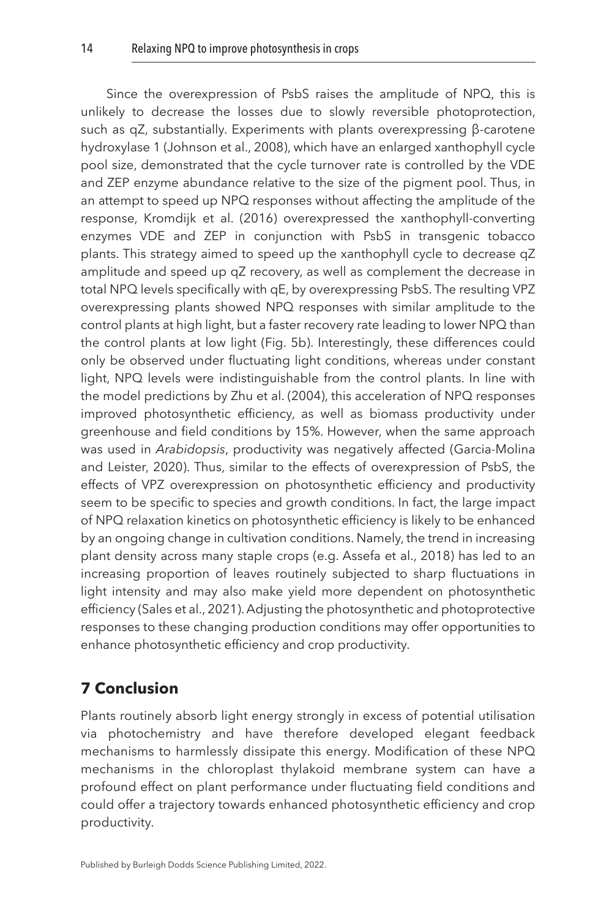Since the overexpression of PsbS raises the amplitude of NPQ, this is unlikely to decrease the losses due to slowly reversible photoprotection, such as qZ, substantially. Experiments with plants overexpressing β-carotene hydroxylase 1 (Johnson et al., 2008), which have an enlarged xanthophyll cycle pool size, demonstrated that the cycle turnover rate is controlled by the VDE and ZEP enzyme abundance relative to the size of the pigment pool. Thus, in an attempt to speed up NPQ responses without affecting the amplitude of the response, Kromdijk et al. (2016) overexpressed the xanthophyll-converting enzymes VDE and ZEP in conjunction with PsbS in transgenic tobacco plants. This strategy aimed to speed up the xanthophyll cycle to decrease qZ amplitude and speed up qZ recovery, as well as complement the decrease in total NPQ levels specifically with qE, by overexpressing PsbS. The resulting VPZ overexpressing plants showed NPQ responses with similar amplitude to the control plants at high light, but a faster recovery rate leading to lower NPQ than the control plants at low light (Fig. 5b). Interestingly, these differences could only be observed under fluctuating light conditions, whereas under constant light, NPQ levels were indistinguishable from the control plants. In line with the model predictions by Zhu et al. (2004), this acceleration of NPQ responses improved photosynthetic efficiency, as well as biomass productivity under greenhouse and field conditions by 15%. However, when the same approach was used in *Arabidopsis*, productivity was negatively affected (Garcia-Molina and Leister, 2020). Thus, similar to the effects of overexpression of PsbS, the effects of VPZ overexpression on photosynthetic efficiency and productivity seem to be specific to species and growth conditions. In fact, the large impact of NPQ relaxation kinetics on photosynthetic efficiency is likely to be enhanced by an ongoing change in cultivation conditions. Namely, the trend in increasing plant density across many staple crops (e.g. Assefa et al., 2018) has led to an increasing proportion of leaves routinely subjected to sharp fluctuations in light intensity and may also make yield more dependent on photosynthetic efficiency (Sales et al., 2021). Adjusting the photosynthetic and photoprotective responses to these changing production conditions may offer opportunities to enhance photosynthetic efficiency and crop productivity.

## 7 Conclusion

Plants routinely absorb light energy strongly in excess of potential utilisation via photochemistry and have therefore developed elegant feedback mechanisms to harmlessly dissipate this energy. Modification of these NPQ mechanisms in the chloroplast thylakoid membrane system can have a profound effect on plant performance under fluctuating field conditions and could offer a trajectory towards enhanced photosynthetic efficiency and crop productivity.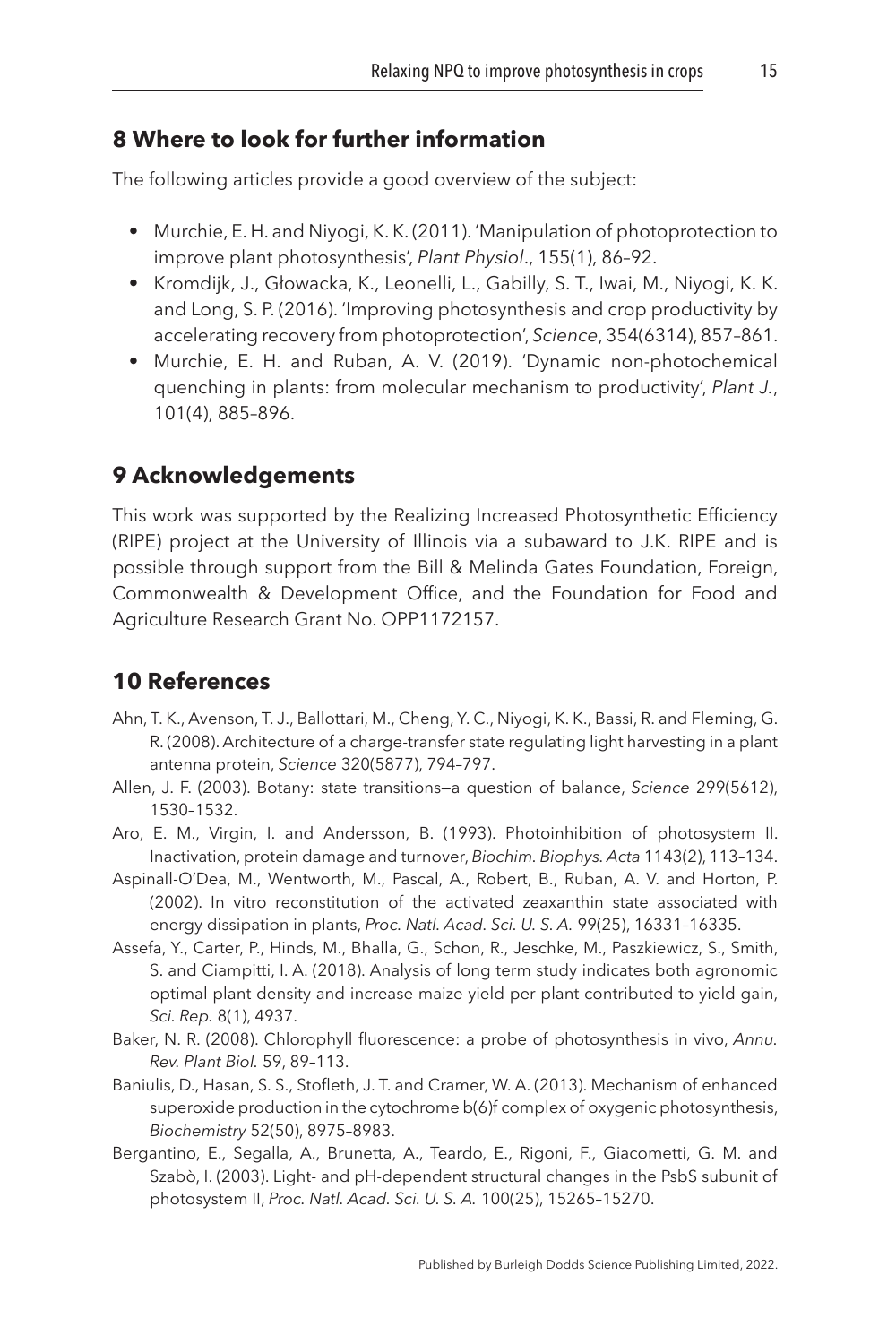## 8 Where to look for further information

The following articles provide a good overview of the subject:

- Murchie, E. H. and Niyogi, K. K. (2011). 'Manipulation of photoprotection to improve plant photosynthesis', *Plant Physiol.*, 155(1), 86–92.
- Kromdijk, J., Głowacka, K., Leonelli, L., Gabilly, S. T., Iwai, M., Niyogi, K. K. and Long, S. P. (2016). 'Improving photosynthesis and crop productivity by accelerating recovery from photoprotection', *Science*, 354(6314), 857–861.
- Murchie, E. H. and Ruban, A. V. (2019). 'Dynamic non-photochemical quenching in plants: from molecular mechanism to productivity', *Plant J.*, 101(4), 885–896.

## 9 Acknowledgements

This work was supported by the Realizing Increased Photosynthetic Efficiency (RIPE) project at the University of Illinois via a subaward to J.K. RIPE and is possible through support from the Bill & Melinda Gates Foundation, Foreign, Commonwealth & Development Office, and the Foundation for Food and Agriculture Research Grant No. OPP1172157.

## 10 References

Ahn, T. K., Avenson, T. J., Ballottari, M., Cheng, Y. C., Niyogi, K. K., Bassi, R. and Fleming, G. R. (2008). Architecture of a charge-transfer state regulating light harvesting in a plant antenna protein, *Science* 320(5877), 794–797.

Allen, J. F. (2003). Botany: state transitions—a question of balance, *Science* 299(5612), 1530–1532.

Aro, E. M., Virgin, I. and Andersson, B. (1993). Photoinhibition of photosystem II. Inactivation, protein damage and turnover, *Biochim. Biophys. Acta* 1143(2), 113–134.

Aspinall-O'Dea, M., Wentworth, M., Pascal, A., Robert, B., Ruban, A. V. and Horton, P. (2002). In vitro reconstitution of the activated zeaxanthin state associated with energy dissipation in plants, *Proc. Natl. Acad. Sci. U. S. A.* 99(25), 16331–16335.

Assefa, Y., Carter, P., Hinds, M., Bhalla, G., Schon, R., Jeschke, M., Paszkiewicz, S., Smith, S. and Ciampitti, I. A. (2018). Analysis of long term study indicates both agronomic optimal plant density and increase maize yield per plant contributed to yield gain, *Sci. Rep.* 8(1), 4937.

Baker, N. R. (2008). Chlorophyll fluorescence: a probe of photosynthesis in vivo, *Annu. Rev. Plant Biol.* 59, 89–113.

Baniulis, D., Hasan, S. S., Stofleth, J. T. and Cramer, W. A. (2013). Mechanism of enhanced superoxide production in the cytochrome b(6)f complex of oxygenic photosynthesis, *Biochemistry* 52(50), 8975–8983.

Bergantino, E., Segalla, A., Brunetta, A., Teardo, E., Rigoni, F., Giacometti, G. M. and Szabò, I. (2003). Light- and pH-dependent structural changes in the PsbS subunit of photosystem II, *Proc. Natl. Acad. Sci. U. S. A.* 100(25), 15265–15270.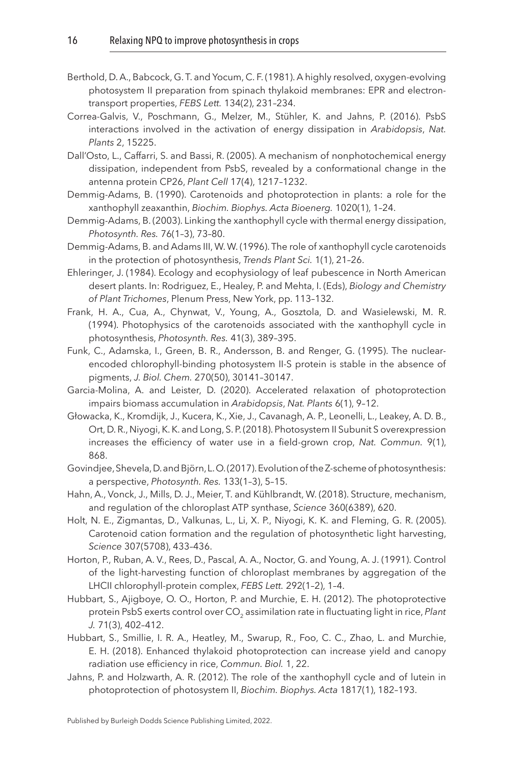Berthold, D. A., Babcock, G. T. and Yocum, C. F. (1981). A highly resolved, oxygen-evolving photosystem II preparation from spinach thylakoid membranes: EPR and electron-transport properties, *FEBS Lett.* 134(2), 231–234.

Correa-Galvis, V., Poschmann, G., Melzer, M., Stühler, K. and Jahns, P. (2016). PsbS interactions involved in the activation of energy dissipation in *Arabidopsis*, *Nat. Plants* 2, 15225.

Dall'Osto, L., Caffarri, S. and Bassi, R. (2005). A mechanism of nonphotochemical energy dissipation, independent from PsbS, revealed by a conformational change in the antenna protein CP26, *Plant Cell* 17(4), 1217–1232.

Demmig-Adams, B. (1990). Carotenoids and photoprotection in plants: a role for the xanthophyll zeaxanthin, *Biochim. Biophys. Acta Bioenerg.* 1020(1), 1–24.

Demmig-Adams, B. (2003). Linking the xanthophyll cycle with thermal energy dissipation, *Photosynth. Res.* 76(1–3), 73–80.

Demmig-Adams, B. and Adams III, W. W. (1996). The role of xanthophyll cycle carotenoids in the protection of photosynthesis, *Trends Plant Sci.* 1(1), 21–26.

Ehleringer, J. (1984). Ecology and ecophysiology of leaf pubescence in North American desert plants. In: Rodriguez, E., Healey, P. and Mehta, I. (Eds), *Biology and Chemistry of Plant Trichomes*, Plenum Press, New York, pp. 113–132.

Frank, H. A., Cua, A., Chynwat, V., Young, A., Gosztola, D. and Wasielewski, M. R. (1994). Photophysics of the carotenoids associated with the xanthophyll cycle in photosynthesis, *Photosynth. Res.* 41(3), 389–395.

Funk, C., Adamska, I., Green, B. R., Andersson, B. and Renger, G. (1995). The nuclear-encoded chlorophyll-binding photosystem II-S protein is stable in the absence of pigments, *J. Biol. Chem.* 270(50), 30141–30147.

Garcia-Molina, A. and Leister, D. (2020). Accelerated relaxation of photoprotection impairs biomass accumulation in *Arabidopsis*, *Nat. Plants* 6(1), 9–12.

Głowacka, K., Kromdijk, J., Kucera, K., Xie, J., Cavanagh, A. P., Leonelli, L., Leakey, A. D. B., Ort, D. R., Niyogi, K. K. and Long, S. P. (2018). Photosystem II Subunit S overexpression increases the efficiency of water use in a field-grown crop, *Nat. Commun.* 9(1), 868.

Govindjee, Shevela, D. and Björn, L. O. (2017). Evolution of the Z-scheme of photosynthesis: a perspective, *Photosynth. Res.* 133(1–3), 5–15.

Hahn, A., Vonck, J., Mills, D. J., Meier, T. and Kühlbrandt, W. (2018). Structure, mechanism, and regulation of the chloroplast ATP synthase, *Science* 360(6389), 620.

Holt, N. E., Zigmantas, D., Valkunas, L., Li, X. P., Niyogi, K. K. and Fleming, G. R. (2005). Carotenoid cation formation and the regulation of photosynthetic light harvesting, *Science* 307(5708), 433–436.

Horton, P., Ruban, A. V., Rees, D., Pascal, A. A., Noctor, G. and Young, A. J. (1991). Control of the light-harvesting function of chloroplast membranes by aggregation of the LHCII chlorophyll-protein complex, *FEBS Lett.* 292(1–2), 1–4.

Hubbart, S., Ajigboye, O. O., Horton, P. and Murchie, E. H. (2012). The photoprotective protein PsbS exerts control over $CO_2$ assimilation rate in fluctuating light in rice, *Plant J.* 71(3), 402–412.

Hubbart, S., Smillie, I. R. A., Heatley, M., Swarup, R., Foo, C. C., Zhao, L. and Murchie, E. H. (2018). Enhanced thylakoid photoprotection can increase yield and canopy radiation use efficiency in rice, *Commun. Biol.* 1, 22.

Jahns, P. and Holzwarth, A. R. (2012). The role of the xanthophyll cycle and of lutein in photoprotection of photosystem II, *Biochim. Biophys. Acta* 1817(1), 182–193.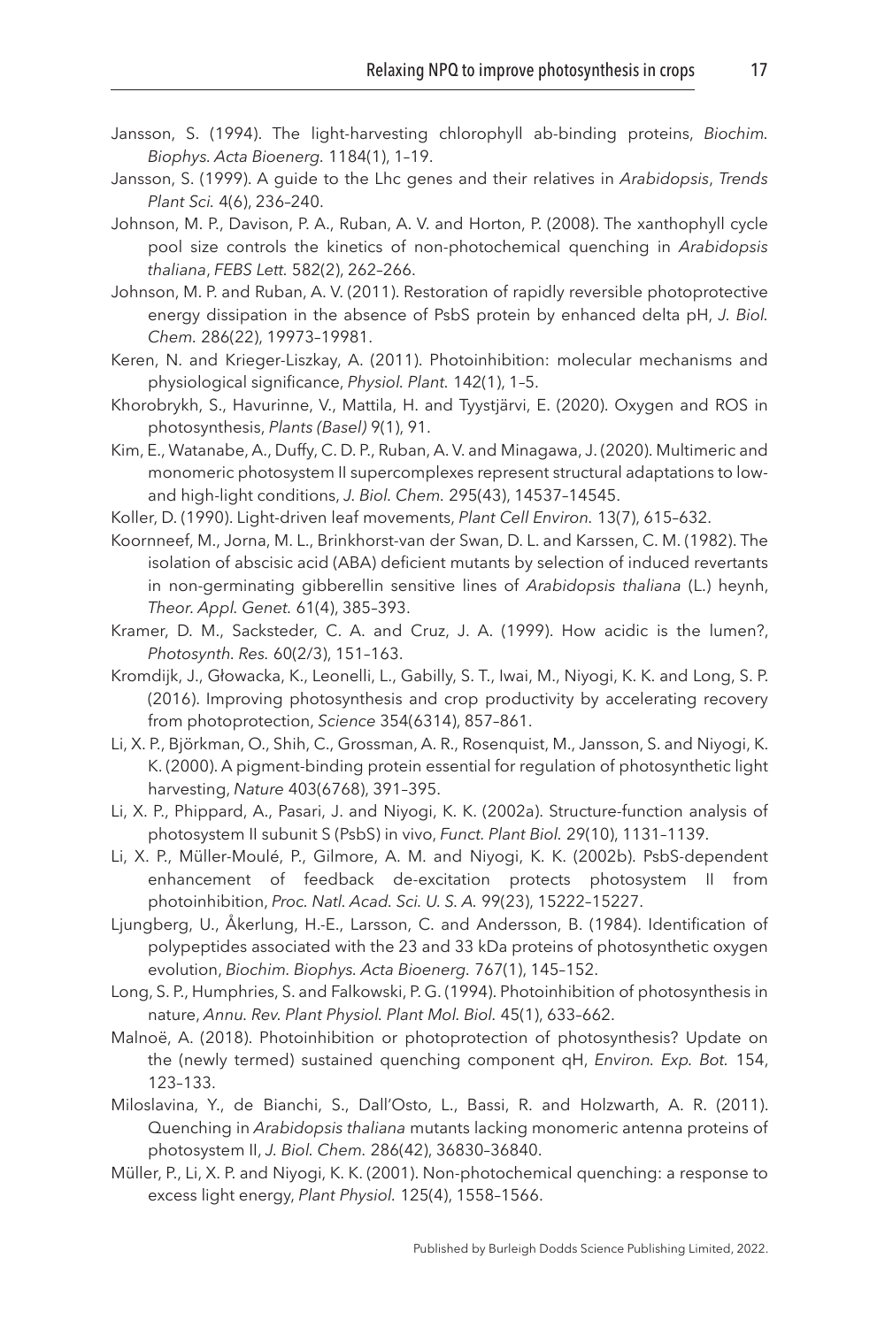Jansson, S. (1994). The light-harvesting chlorophyll ab-binding proteins, *Biochim. Biophys. Acta Bioenerg.* 1184(1), 1–19.

Jansson, S. (1999). A guide to the Lhc genes and their relatives in *Arabidopsis*, *Trends Plant Sci.* 4(6), 236–240.

Johnson, M. P., Davison, P. A., Ruban, A. V. and Horton, P. (2008). The xanthophyll cycle pool size controls the kinetics of non-photochemical quenching in *Arabidopsis thaliana*, *FEBS Lett.* 582(2), 262–266.

Johnson, M. P. and Ruban, A. V. (2011). Restoration of rapidly reversible photoprotective energy dissipation in the absence of PsbS protein by enhanced delta pH, *J. Biol. Chem.* 286(22), 19973–19981.

Keren, N. and Krieger-Liszkay, A. (2011). Photoinhibition: molecular mechanisms and physiological significance, *Physiol. Plant.* 142(1), 1–5.

Khorobrykh, S., Havurinne, V., Mattila, H. and Tyystjärvi, E. (2020). Oxygen and ROS in photosynthesis, *Plants (Basel)* 9(1), 91.

Kim, E., Watanabe, A., Duffy, C. D. P., Ruban, A. V. and Minagawa, J. (2020). Multimeric and monomeric photosystem II supercomplexes represent structural adaptations to low- and high-light conditions, *J. Biol. Chem.* 295(43), 14537–14545.

Koller, D. (1990). Light-driven leaf movements, *Plant Cell Environ.* 13(7), 615–632.

Koornneef, M., Jorna, M. L., Brinkhorst-van der Swan, D. L. and Karssen, C. M. (1982). The isolation of abscisic acid (ABA) deficient mutants by selection of induced revertants in non-germinating gibberellin sensitive lines of *Arabidopsis thaliana* (L.) heynh, *Theor. Appl. Genet.* 61(4), 385–393.

Kramer, D. M., Sacksteder, C. A. and Cruz, J. A. (1999). How acidic is the lumen?, *Photosynth. Res.* 60(2/3), 151–163.

Kromdijk, J., Głowacka, K., Leonelli, L., Gabilly, S. T., Iwai, M., Niyogi, K. K. and Long, S. P. (2016). Improving photosynthesis and crop productivity by accelerating recovery from photoprotection, *Science* 354(6314), 857–861.

Li, X. P., Björkman, O., Shih, C., Grossman, A. R., Rosenquist, M., Jansson, S. and Niyogi, K. K. (2000). A pigment-binding protein essential for regulation of photosynthetic light harvesting, *Nature* 403(6768), 391–395.

Li, X. P., Phippard, A., Pasari, J. and Niyogi, K. K. (2002a). Structure-function analysis of photosystem II subunit S (PsbS) in vivo, *Funct. Plant Biol.* 29(10), 1131–1139.

Li, X. P., Müller-Moulé, P., Gilmore, A. M. and Niyogi, K. K. (2002b). PsbS-dependent enhancement of feedback de-excitation protects photosystem II from photoinhibition, *Proc. Natl. Acad. Sci. U. S. A.* 99(23), 15222–15227.

Ljungberg, U., Åkerlung, H.-E., Larsson, C. and Andersson, B. (1984). Identification of polypeptides associated with the 23 and 33 kDa proteins of photosynthetic oxygen evolution, *Biochim. Biophys. Acta Bioenerg.* 767(1), 145–152.

Long, S. P., Humphries, S. and Falkowski, P. G. (1994). Photoinhibition of photosynthesis in nature, *Annu. Rev. Plant Physiol. Plant Mol. Biol.* 45(1), 633–662.

Malnoë, A. (2018). Photoinhibition or photoprotection of photosynthesis? Update on the (newly termed) sustained quenching component qH, *Environ. Exp. Bot.* 154, 123–133.

Miloslavina, Y., de Bianchi, S., Dall'Osto, L., Bassi, R. and Holzwarth, A. R. (2011). Quenching in *Arabidopsis thaliana* mutants lacking monomeric antenna proteins of photosystem II, *J. Biol. Chem.* 286(42), 36830–36840.

Müller, P., Li, X. P. and Niyogi, K. K. (2001). Non-photochemical quenching: a response to excess light energy, *Plant Physiol.* 125(4), 1558–1566.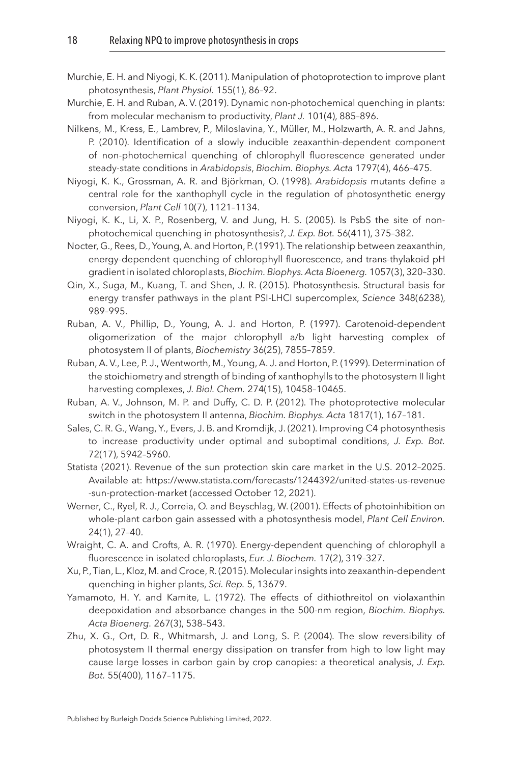Murchie, E. H. and Niyogi, K. K. (2011). Manipulation of photoprotection to improve plant photosynthesis, *Plant Physiol.* 155(1), 86–92.

Murchie, E. H. and Ruban, A. V. (2019). Dynamic non-photochemical quenching in plants: from molecular mechanism to productivity, *Plant J.* 101(4), 885–896.

Nilkens, M., Kress, E., Lambrev, P., Miloslavina, Y., Müller, M., Holzwarth, A. R. and Jahns, P. (2010). Identification of a slowly inducible zeaxanthin-dependent component of non-photochemical quenching of chlorophyll fluorescence generated under steady-state conditions in *Arabidopsis*, *Biochim. Biophys. Acta* 1797(4), 466–475.

Niyogi, K. K., Grossman, A. R. and Björkman, O. (1998). *Arabidopsis* mutants define a central role for the xanthophyll cycle in the regulation of photosynthetic energy conversion, *Plant Cell* 10(7), 1121–1134.

Niyogi, K. K., Li, X. P., Rosenberg, V. and Jung, H. S. (2005). Is PsbS the site of non-photochemical quenching in photosynthesis?, *J. Exp. Bot.* 56(411), 375–382.

Nocter, G., Rees, D., Young, A. and Horton, P. (1991). The relationship between zeaxanthin, energy-dependent quenching of chlorophyll fluorescence, and trans-thylakoid pH gradient in isolated chloroplasts, *Biochim. Biophys. Acta Bioenerg.* 1057(3), 320–330.

Qin, X., Suga, M., Kuang, T. and Shen, J. R. (2015). Photosynthesis. Structural basis for energy transfer pathways in the plant PSI-LHCI supercomplex, *Science* 348(6238), 989–995.

Ruban, A. V., Phillip, D., Young, A. J. and Horton, P. (1997). Carotenoid-dependent oligomerization of the major chlorophyll a/b light harvesting complex of photosystem II of plants, *Biochemistry* 36(25), 7855–7859.

Ruban, A. V., Lee, P. J., Wentworth, M., Young, A. J. and Horton, P. (1999). Determination of the stoichiometry and strength of binding of xanthophylls to the photosystem II light harvesting complexes, *J. Biol. Chem.* 274(15), 10458–10465.

Ruban, A. V., Johnson, M. P. and Duffy, C. D. P. (2012). The photoprotective molecular switch in the photosystem II antenna, *Biochim. Biophys. Acta* 1817(1), 167–181.

Sales, C. R. G., Wang, Y., Evers, J. B. and Kromdijk, J. (2021). Improving C4 photosynthesis to increase productivity under optimal and suboptimal conditions, *J. Exp. Bot.* 72(17), 5942–5960.

Statista (2021). Revenue of the sun protection skin care market in the U.S. 2012–2025. Available at: https://www.statista.com/forecasts/1244392/united-states-us-revenue-sun-protection-market (accessed October 12, 2021).

Werner, C., Ryel, R. J., Correia, O. and Beyschlag, W. (2001). Effects of photoinhibition on whole-plant carbon gain assessed with a photosynthesis model, *Plant Cell Environ.* 24(1), 27–40.

Wraight, C. A. and Crofts, A. R. (1970). Energy-dependent quenching of chlorophyll a fluorescence in isolated chloroplasts, *Eur. J. Biochem.* 17(2), 319–327.

Xu, P., Tian, L., Kloz, M. and Croce, R. (2015). Molecular insights into zeaxanthin-dependent quenching in higher plants, *Sci. Rep.* 5, 13679.

Yamamoto, H. Y. and Kamite, L. (1972). The effects of dithiothreitol on violaxanthin deepoxidation and absorbance changes in the 500-nm region, *Biochim. Biophys. Acta Bioenerg.* 267(3), 538–543.

Zhu, X. G., Ort, D. R., Whitmarsh, J. and Long, S. P. (2004). The slow reversibility of photosystem II thermal energy dissipation on transfer from high to low light may cause large losses in carbon gain by crop canopies: a theoretical analysis, *J. Exp. Bot.* 55(400), 1167–1175.